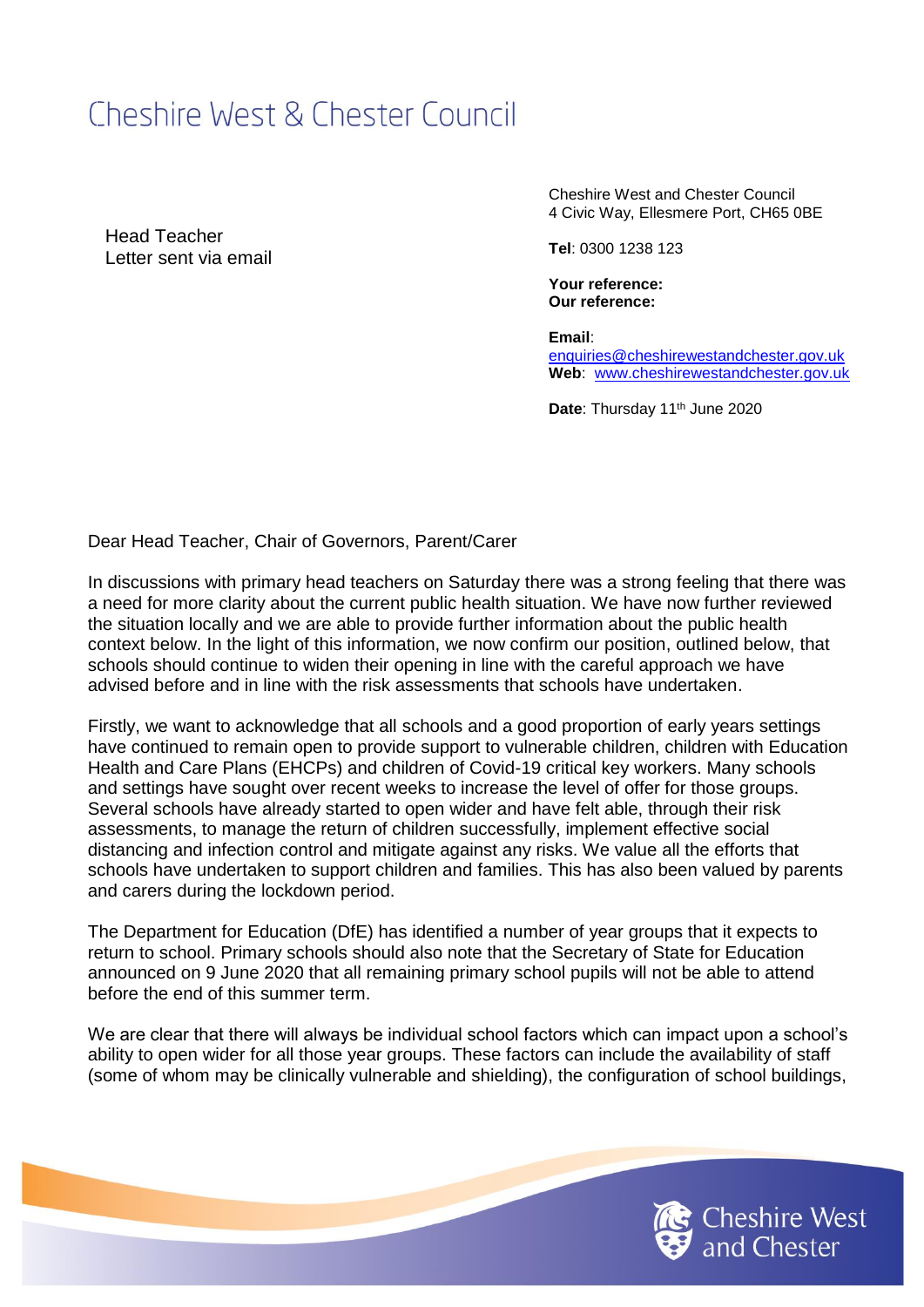# Cheshire West & Chester Council

Head Teacher
Letter sent via email

Cheshire West and Chester Council
4 Civic Way, Ellesmere Port, CH65 0BE

**Tel**: 0300 1238 123

**Your reference:**
**Our reference:**

**Email**:
enquiries@cheshirewestandchester.gov.uk
**Web**: www.cheshirewestandchester.gov.uk

**Date**: Thursday 11th June 2020

Dear Head Teacher, Chair of Governors, Parent/Carer

In discussions with primary head teachers on Saturday there was a strong feeling that there was a need for more clarity about the current public health situation. We have now further reviewed the situation locally and we are able to provide further information about the public health context below. In the light of this information, we now confirm our position, outlined below, that schools should continue to widen their opening in line with the careful approach we have advised before and in line with the risk assessments that schools have undertaken.

Firstly, we want to acknowledge that all schools and a good proportion of early years settings have continued to remain open to provide support to vulnerable children, children with Education Health and Care Plans (EHCPs) and children of Covid-19 critical key workers. Many schools and settings have sought over recent weeks to increase the level of offer for those groups. Several schools have already started to open wider and have felt able, through their risk assessments, to manage the return of children successfully, implement effective social distancing and infection control and mitigate against any risks. We value all the efforts that schools have undertaken to support children and families. This has also been valued by parents and carers during the lockdown period.

The Department for Education (DfE) has identified a number of year groups that it expects to return to school. Primary schools should also note that the Secretary of State for Education announced on 9 June 2020 that all remaining primary school pupils will not be able to attend before the end of this summer term.

We are clear that there will always be individual school factors which can impact upon a school's ability to open wider for all those year groups. These factors can include the availability of staff (some of whom may be clinically vulnerable and shielding), the configuration of school buildings,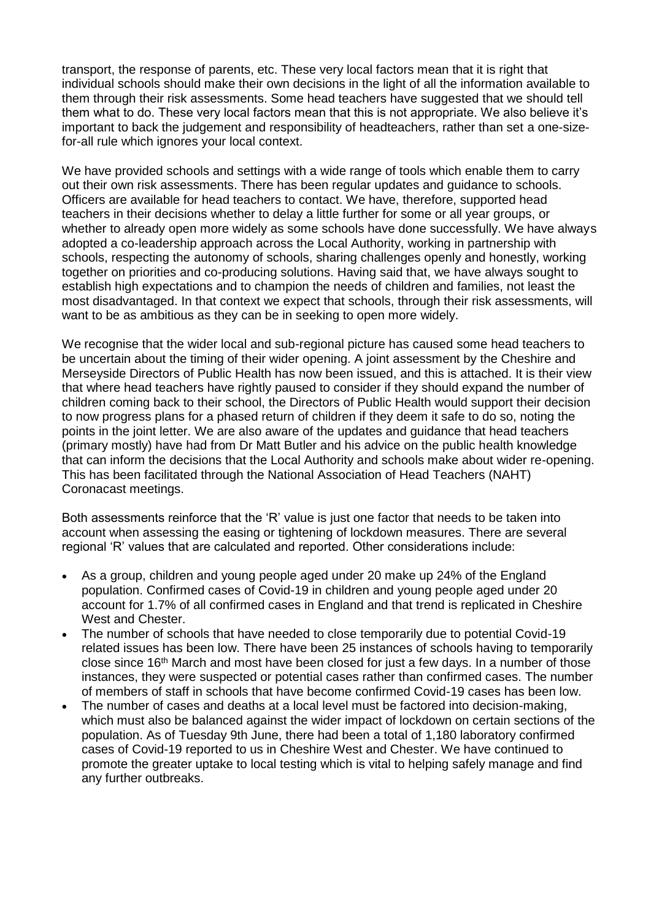transport, the response of parents, etc. These very local factors mean that it is right that individual schools should make their own decisions in the light of all the information available to them through their risk assessments. Some head teachers have suggested that we should tell them what to do. These very local factors mean that this is not appropriate. We also believe it's important to back the judgement and responsibility of headteachers, rather than set a one-size-for-all rule which ignores your local context.

We have provided schools and settings with a wide range of tools which enable them to carry out their own risk assessments. There has been regular updates and guidance to schools. Officers are available for head teachers to contact. We have, therefore, supported head teachers in their decisions whether to delay a little further for some or all year groups, or whether to already open more widely as some schools have done successfully. We have always adopted a co-leadership approach across the Local Authority, working in partnership with schools, respecting the autonomy of schools, sharing challenges openly and honestly, working together on priorities and co-producing solutions. Having said that, we have always sought to establish high expectations and to champion the needs of children and families, not least the most disadvantaged. In that context we expect that schools, through their risk assessments, will want to be as ambitious as they can be in seeking to open more widely.

We recognise that the wider local and sub-regional picture has caused some head teachers to be uncertain about the timing of their wider opening. A joint assessment by the Cheshire and Merseyside Directors of Public Health has now been issued, and this is attached. It is their view that where head teachers have rightly paused to consider if they should expand the number of children coming back to their school, the Directors of Public Health would support their decision to now progress plans for a phased return of children if they deem it safe to do so, noting the points in the joint letter. We are also aware of the updates and guidance that head teachers (primary mostly) have had from Dr Matt Butler and his advice on the public health knowledge that can inform the decisions that the Local Authority and schools make about wider re-opening. This has been facilitated through the National Association of Head Teachers (NAHT) Coronacast meetings.

Both assessments reinforce that the 'R' value is just one factor that needs to be taken into account when assessing the easing or tightening of lockdown measures. There are several regional 'R' values that are calculated and reported. Other considerations include:

- As a group, children and young people aged under 20 make up 24% of the England population. Confirmed cases of Covid-19 in children and young people aged under 20 account for 1.7% of all confirmed cases in England and that trend is replicated in Cheshire West and Chester.
- The number of schools that have needed to close temporarily due to potential Covid-19 related issues has been low. There have been 25 instances of schools having to temporarily close since 16th March and most have been closed for just a few days. In a number of those instances, they were suspected or potential cases rather than confirmed cases. The number of members of staff in schools that have become confirmed Covid-19 cases has been low.
- The number of cases and deaths at a local level must be factored into decision-making, which must also be balanced against the wider impact of lockdown on certain sections of the population. As of Tuesday 9th June, there had been a total of 1,180 laboratory confirmed cases of Covid-19 reported to us in Cheshire West and Chester. We have continued to promote the greater uptake to local testing which is vital to helping safely manage and find any further outbreaks.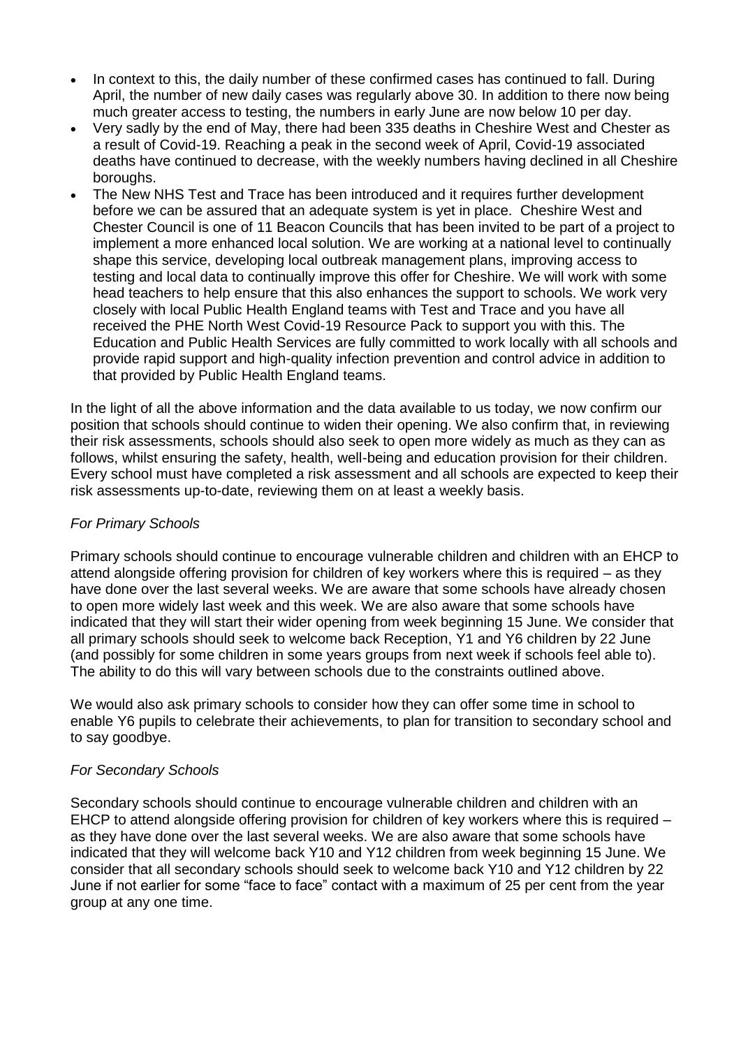- In context to this, the daily number of these confirmed cases has continued to fall. During April, the number of new daily cases was regularly above 30. In addition to there now being much greater access to testing, the numbers in early June are now below 10 per day.
- Very sadly by the end of May, there had been 335 deaths in Cheshire West and Chester as a result of Covid-19. Reaching a peak in the second week of April, Covid-19 associated deaths have continued to decrease, with the weekly numbers having declined in all Cheshire boroughs.
- The New NHS Test and Trace has been introduced and it requires further development before we can be assured that an adequate system is yet in place. Cheshire West and Chester Council is one of 11 Beacon Councils that has been invited to be part of a project to implement a more enhanced local solution. We are working at a national level to continually shape this service, developing local outbreak management plans, improving access to testing and local data to continually improve this offer for Cheshire. We will work with some head teachers to help ensure that this also enhances the support to schools. We work very closely with local Public Health England teams with Test and Trace and you have all received the PHE North West Covid-19 Resource Pack to support you with this. The Education and Public Health Services are fully committed to work locally with all schools and provide rapid support and high-quality infection prevention and control advice in addition to that provided by Public Health England teams.

In the light of all the above information and the data available to us today, we now confirm our position that schools should continue to widen their opening. We also confirm that, in reviewing their risk assessments, schools should also seek to open more widely as much as they can as follows, whilst ensuring the safety, health, well-being and education provision for their children. Every school must have completed a risk assessment and all schools are expected to keep their risk assessments up-to-date, reviewing them on at least a weekly basis.

*For Primary Schools*

Primary schools should continue to encourage vulnerable children and children with an EHCP to attend alongside offering provision for children of key workers where this is required – as they have done over the last several weeks. We are aware that some schools have already chosen to open more widely last week and this week. We are also aware that some schools have indicated that they will start their wider opening from week beginning 15 June. We consider that all primary schools should seek to welcome back Reception, Y1 and Y6 children by 22 June (and possibly for some children in some years groups from next week if schools feel able to). The ability to do this will vary between schools due to the constraints outlined above.

We would also ask primary schools to consider how they can offer some time in school to enable Y6 pupils to celebrate their achievements, to plan for transition to secondary school and to say goodbye.

*For Secondary Schools*

Secondary schools should continue to encourage vulnerable children and children with an EHCP to attend alongside offering provision for children of key workers where this is required – as they have done over the last several weeks. We are also aware that some schools have indicated that they will welcome back Y10 and Y12 children from week beginning 15 June. We consider that all secondary schools should seek to welcome back Y10 and Y12 children by 22 June if not earlier for some "face to face" contact with a maximum of 25 per cent from the year group at any one time.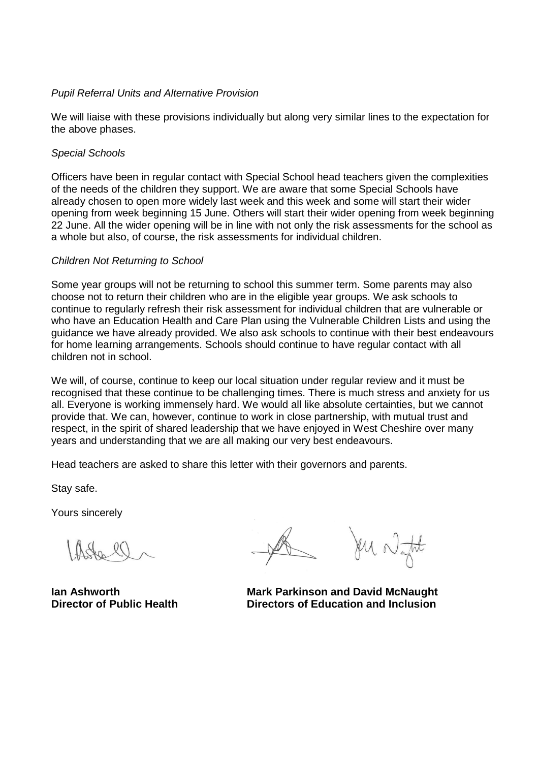*Pupil Referral Units and Alternative Provision*

We will liaise with these provisions individually but along very similar lines to the expectation for the above phases.

*Special Schools*

Officers have been in regular contact with Special School head teachers given the complexities of the needs of the children they support. We are aware that some Special Schools have already chosen to open more widely last week and this week and some will start their wider opening from week beginning 15 June. Others will start their wider opening from week beginning 22 June. All the wider opening will be in line with not only the risk assessments for the school as a whole but also, of course, the risk assessments for individual children.

*Children Not Returning to School*

Some year groups will not be returning to school this summer term. Some parents may also choose not to return their children who are in the eligible year groups. We ask schools to continue to regularly refresh their risk assessment for individual children that are vulnerable or who have an Education Health and Care Plan using the Vulnerable Children Lists and using the guidance we have already provided. We also ask schools to continue with their best endeavours for home learning arrangements. Schools should continue to have regular contact with all children not in school.

We will, of course, continue to keep our local situation under regular review and it must be recognised that these continue to be challenging times. There is much stress and anxiety for us all. Everyone is working immensely hard. We would all like absolute certainties, but we cannot provide that. We can, however, continue to work in close partnership, with mutual trust and respect, in the spirit of shared leadership that we have enjoyed in West Cheshire over many years and understanding that we are all making our very best endeavours.

Head teachers are asked to share this letter with their governors and parents.

Stay safe.

Yours sincerely

**Ian Ashworth**
**Director of Public Health**

**Mark Parkinson and David McNaught**
**Directors of Education and Inclusion**